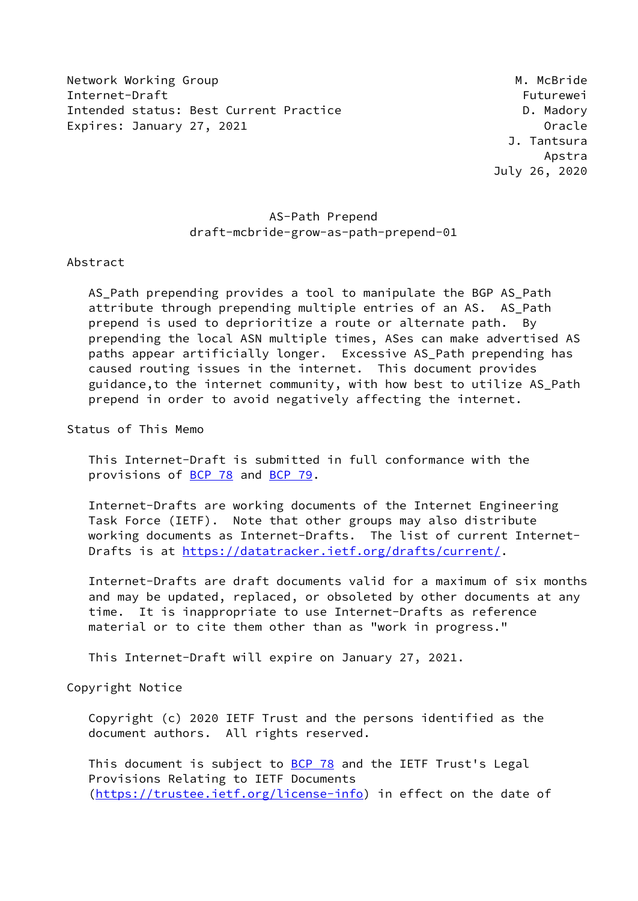Network Working Group M. McBride
Internet-Draft Futurewei
Intended status: Best Current Practice D. Madory
Expires: January 27, 2021 Oracle
J. Tantsura
Apstra
July 26, 2020

# AS-Path Prepend
## draft-mcbride-grow-as-path-prepend-01

## Abstract

AS_Path prepending provides a tool to manipulate the BGP AS_Path attribute through prepending multiple entries of an AS. AS_Path prepend is used to deprioritize a route or alternate path. By prepending the local ASN multiple times, ASes can make advertised AS paths appear artificially longer. Excessive AS_Path prepending has caused routing issues in the internet. This document provides guidance,to the internet community, with how best to utilize AS_Path prepend in order to avoid negatively affecting the internet.

## Status of This Memo

This Internet-Draft is submitted in full conformance with the provisions of BCP 78 and BCP 79.

Internet-Drafts are working documents of the Internet Engineering Task Force (IETF). Note that other groups may also distribute working documents as Internet-Drafts. The list of current Internet-Drafts is at https://datatracker.ietf.org/drafts/current/.

Internet-Drafts are draft documents valid for a maximum of six months and may be updated, replaced, or obsoleted by other documents at any time. It is inappropriate to use Internet-Drafts as reference material or to cite them other than as "work in progress."

This Internet-Draft will expire on January 27, 2021.

## Copyright Notice

Copyright (c) 2020 IETF Trust and the persons identified as the document authors. All rights reserved.

This document is subject to BCP 78 and the IETF Trust's Legal Provisions Relating to IETF Documents (https://trustee.ietf.org/license-info) in effect on the date of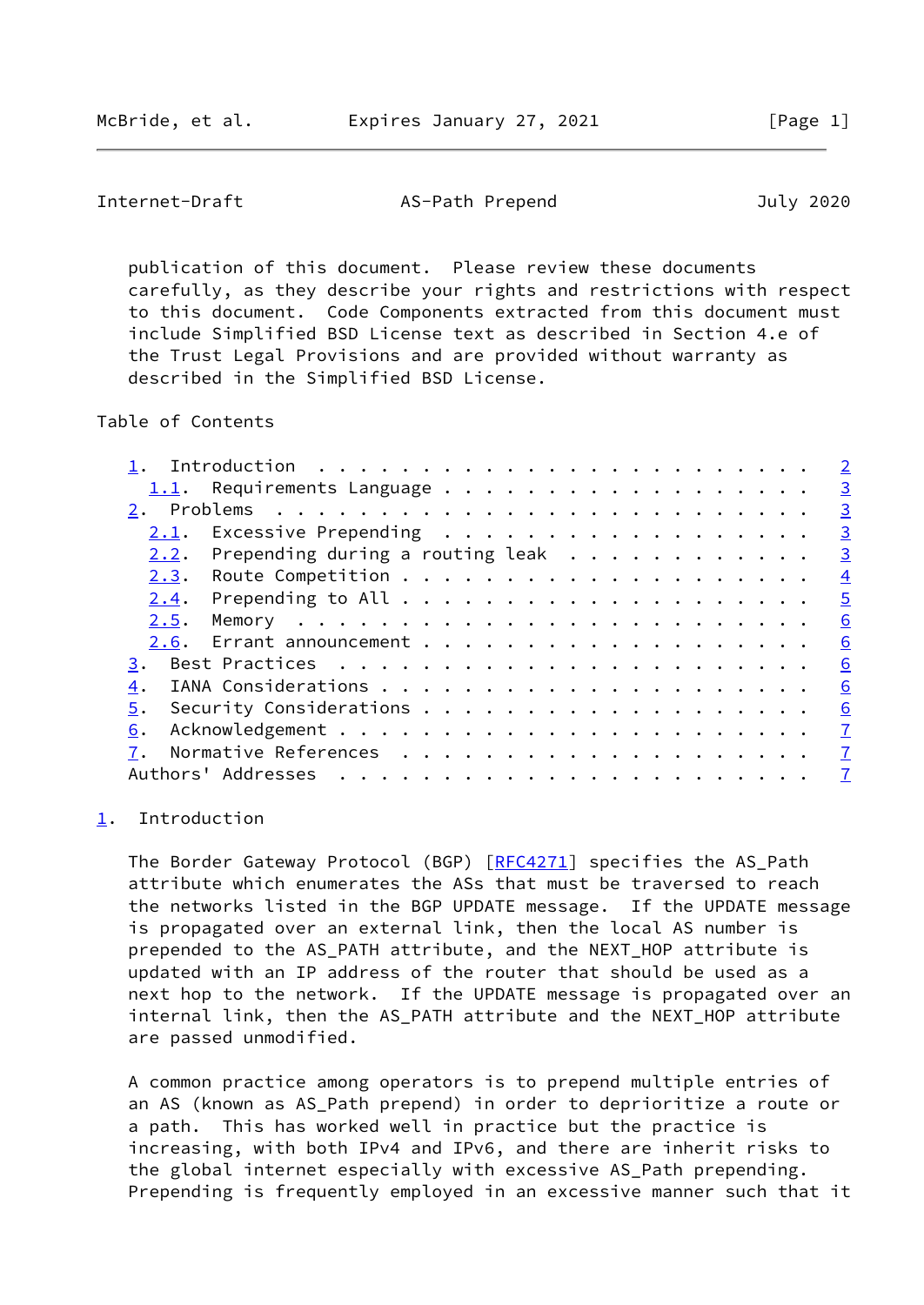publication of this document. Please review these documents carefully, as they describe your rights and restrictions with respect to this document. Code Components extracted from this document must include Simplified BSD License text as described in Section 4.e of the Trust Legal Provisions and are provided without warranty as described in the Simplified BSD License.

Table of Contents

- 1. Introduction . . . . . . . . . . . . . . . . . . . . . . . . 2
  - 1.1. Requirements Language . . . . . . . . . . . . . . . . . . 3
- 2. Problems . . . . . . . . . . . . . . . . . . . . . . . . . . 3
  - 2.1. Excessive Prepending . . . . . . . . . . . . . . . . . . 3
  - 2.2. Prepending during a routing leak . . . . . . . . . . . . 3
  - 2.3. Route Competition . . . . . . . . . . . . . . . . . . . . 4
  - 2.4. Prepending to All . . . . . . . . . . . . . . . . . . . . 5
  - 2.5. Memory . . . . . . . . . . . . . . . . . . . . . . . . . 6
  - 2.6. Errant announcement . . . . . . . . . . . . . . . . . . . 6
- 3. Best Practices . . . . . . . . . . . . . . . . . . . . . . . 6
- 4. IANA Considerations . . . . . . . . . . . . . . . . . . . . . 6
- 5. Security Considerations . . . . . . . . . . . . . . . . . . . 6
- 6. Acknowledgement . . . . . . . . . . . . . . . . . . . . . . . 7
- 7. Normative References . . . . . . . . . . . . . . . . . . . . 7
- Authors' Addresses . . . . . . . . . . . . . . . . . . . . . . . 7

# 1. Introduction

The Border Gateway Protocol (BGP) [RFC4271] specifies the AS_Path attribute which enumerates the ASs that must be traversed to reach the networks listed in the BGP UPDATE message. If the UPDATE message is propagated over an external link, then the local AS number is prepended to the AS_PATH attribute, and the NEXT_HOP attribute is updated with an IP address of the router that should be used as a next hop to the network. If the UPDATE message is propagated over an internal link, then the AS_PATH attribute and the NEXT_HOP attribute are passed unmodified.

A common practice among operators is to prepend multiple entries of an AS (known as AS_Path prepend) in order to deprioritize a route or a path. This has worked well in practice but the practice is increasing, with both IPv4 and IPv6, and there are inherit risks to the global internet especially with excessive AS_Path prepending. Prepending is frequently employed in an excessive manner such that it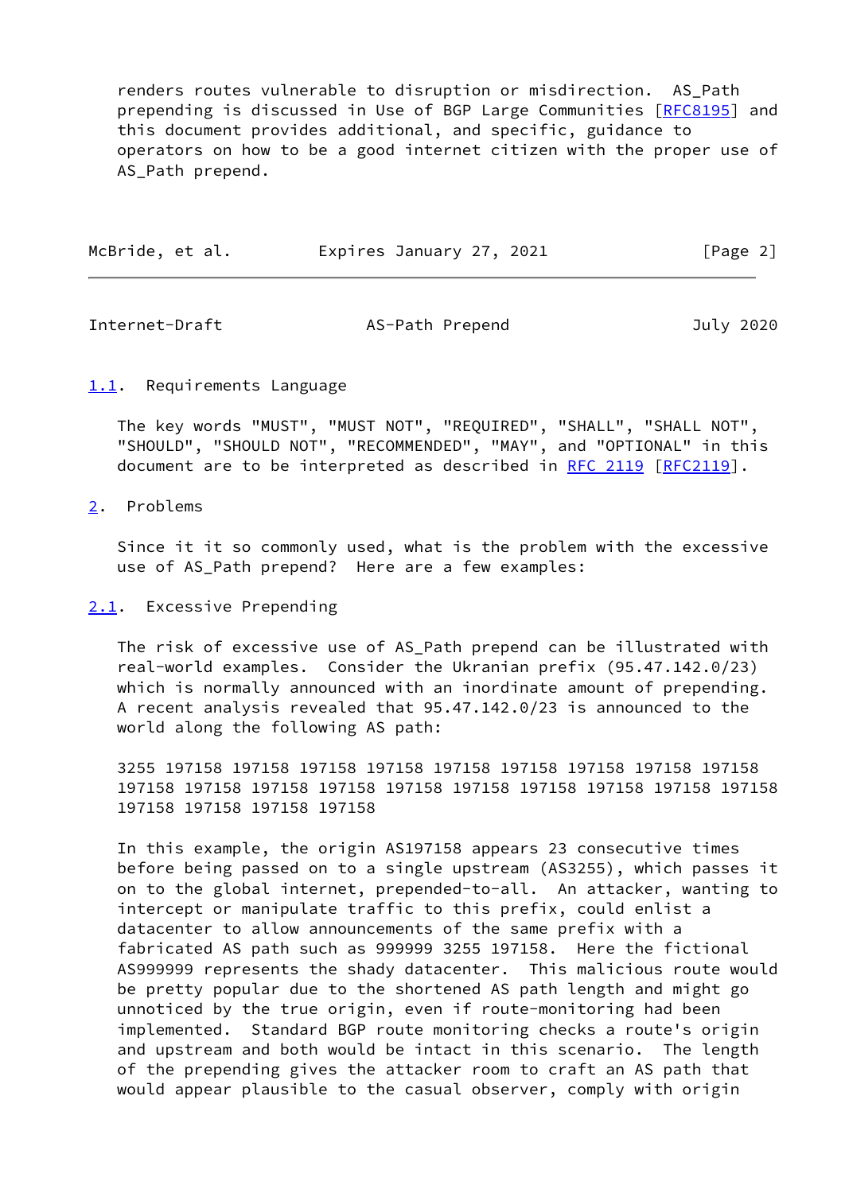renders routes vulnerable to disruption or misdirection. AS_Path prepending is discussed in Use of BGP Large Communities [RFC8195] and this document provides additional, and specific, guidance to operators on how to be a good internet citizen with the proper use of AS_Path prepend.

### 1.1. Requirements Language

The key words "MUST", "MUST NOT", "REQUIRED", "SHALL", "SHALL NOT", "SHOULD", "SHOULD NOT", "RECOMMENDED", "MAY", and "OPTIONAL" in this document are to be interpreted as described in RFC 2119 [RFC2119].

## 2. Problems

Since it it so commonly used, what is the problem with the excessive use of AS_Path prepend? Here are a few examples:

### 2.1. Excessive Prepending

The risk of excessive use of AS_Path prepend can be illustrated with real-world examples. Consider the Ukranian prefix (95.47.142.0/23) which is normally announced with an inordinate amount of prepending. A recent analysis revealed that 95.47.142.0/23 is announced to the world along the following AS path:

```
3255 197158 197158 197158 197158 197158 197158 197158 197158 197158
197158 197158 197158 197158 197158 197158 197158 197158 197158 197158
197158 197158 197158 197158
```

In this example, the origin AS197158 appears 23 consecutive times before being passed on to a single upstream (AS3255), which passes it on to the global internet, prepended-to-all. An attacker, wanting to intercept or manipulate traffic to this prefix, could enlist a datacenter to allow announcements of the same prefix with a fabricated AS path such as 999999 3255 197158. Here the fictional AS999999 represents the shady datacenter. This malicious route would be pretty popular due to the shortened AS path length and might go unnoticed by the true origin, even if route-monitoring had been implemented. Standard BGP route monitoring checks a route's origin and upstream and both would be intact in this scenario. The length of the prepending gives the attacker room to craft an AS path that would appear plausible to the casual observer, comply with origin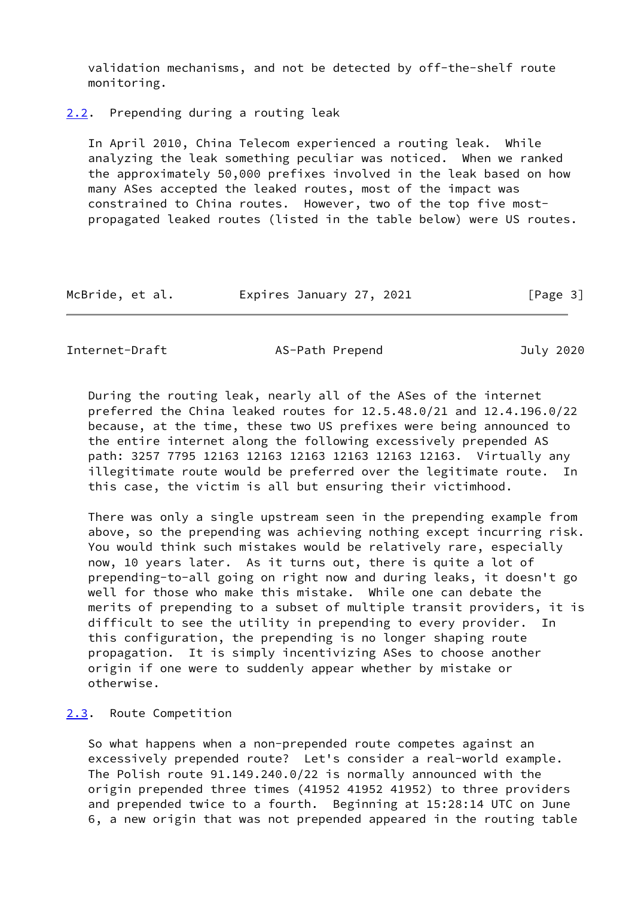validation mechanisms, and not be detected by off-the-shelf route monitoring.

## 2.2. Prepending during a routing leak

In April 2010, China Telecom experienced a routing leak. While analyzing the leak something peculiar was noticed. When we ranked the approximately 50,000 prefixes involved in the leak based on how many ASes accepted the leaked routes, most of the impact was constrained to China routes. However, two of the top five most-propagated leaked routes (listed in the table below) were US routes.

During the routing leak, nearly all of the ASes of the internet preferred the China leaked routes for 12.5.48.0/21 and 12.4.196.0/22 because, at the time, these two US prefixes were being announced to the entire internet along the following excessively prepended AS path: 3257 7795 12163 12163 12163 12163 12163 12163. Virtually any illegitimate route would be preferred over the legitimate route. In this case, the victim is all but ensuring their victimhood.

There was only a single upstream seen in the prepending example from above, so the prepending was achieving nothing except incurring risk. You would think such mistakes would be relatively rare, especially now, 10 years later. As it turns out, there is quite a lot of prepending-to-all going on right now and during leaks, it doesn't go well for those who make this mistake. While one can debate the merits of prepending to a subset of multiple transit providers, it is difficult to see the utility in prepending to every provider. In this configuration, the prepending is no longer shaping route propagation. It is simply incentivizing ASes to choose another origin if one were to suddenly appear whether by mistake or otherwise.

## 2.3. Route Competition

So what happens when a non-prepended route competes against an excessively prepended route? Let's consider a real-world example. The Polish route 91.149.240.0/22 is normally announced with the origin prepended three times (41952 41952 41952) to three providers and prepended twice to a fourth. Beginning at 15:28:14 UTC on June 6, a new origin that was not prepended appeared in the routing table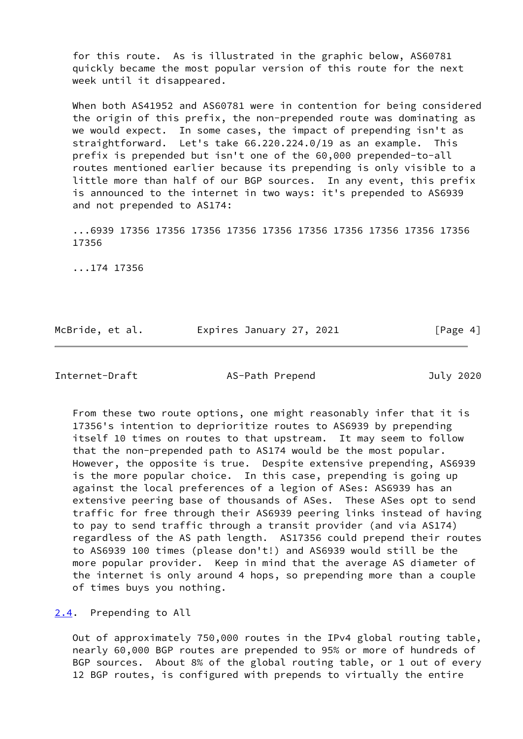for this route. As is illustrated in the graphic below, AS60781 quickly became the most popular version of this route for the next week until it disappeared.

When both AS41952 and AS60781 were in contention for being considered the origin of this prefix, the non-prepended route was dominating as we would expect. In some cases, the impact of prepending isn't as straightforward. Let's take 66.220.224.0/19 as an example. This prefix is prepended but isn't one of the 60,000 prepended-to-all routes mentioned earlier because its prepending is only visible to a little more than half of our BGP sources. In any event, this prefix is announced to the internet in two ways: it's prepended to AS6939 and not prepended to AS174:

```
...6939 17356 17356 17356 17356 17356 17356 17356 17356 17356 17356
17356

...174 17356
```

From these two route options, one might reasonably infer that it is 17356's intention to deprioritize routes to AS6939 by prepending itself 10 times on routes to that upstream. It may seem to follow that the non-prepended path to AS174 would be the most popular. However, the opposite is true. Despite extensive prepending, AS6939 is the more popular choice. In this case, prepending is going up against the local preferences of a legion of ASes: AS6939 has an extensive peering base of thousands of ASes. These ASes opt to send traffic for free through their AS6939 peering links instead of having to pay to send traffic through a transit provider (and via AS174) regardless of the AS path length. AS17356 could prepend their routes to AS6939 100 times (please don't!) and AS6939 would still be the more popular provider. Keep in mind that the average AS diameter of the internet is only around 4 hops, so prepending more than a couple of times buys you nothing.

### 2.4. Prepending to All

Out of approximately 750,000 routes in the IPv4 global routing table, nearly 60,000 BGP routes are prepended to 95% or more of hundreds of BGP sources. About 8% of the global routing table, or 1 out of every 12 BGP routes, is configured with prepends to virtually the entire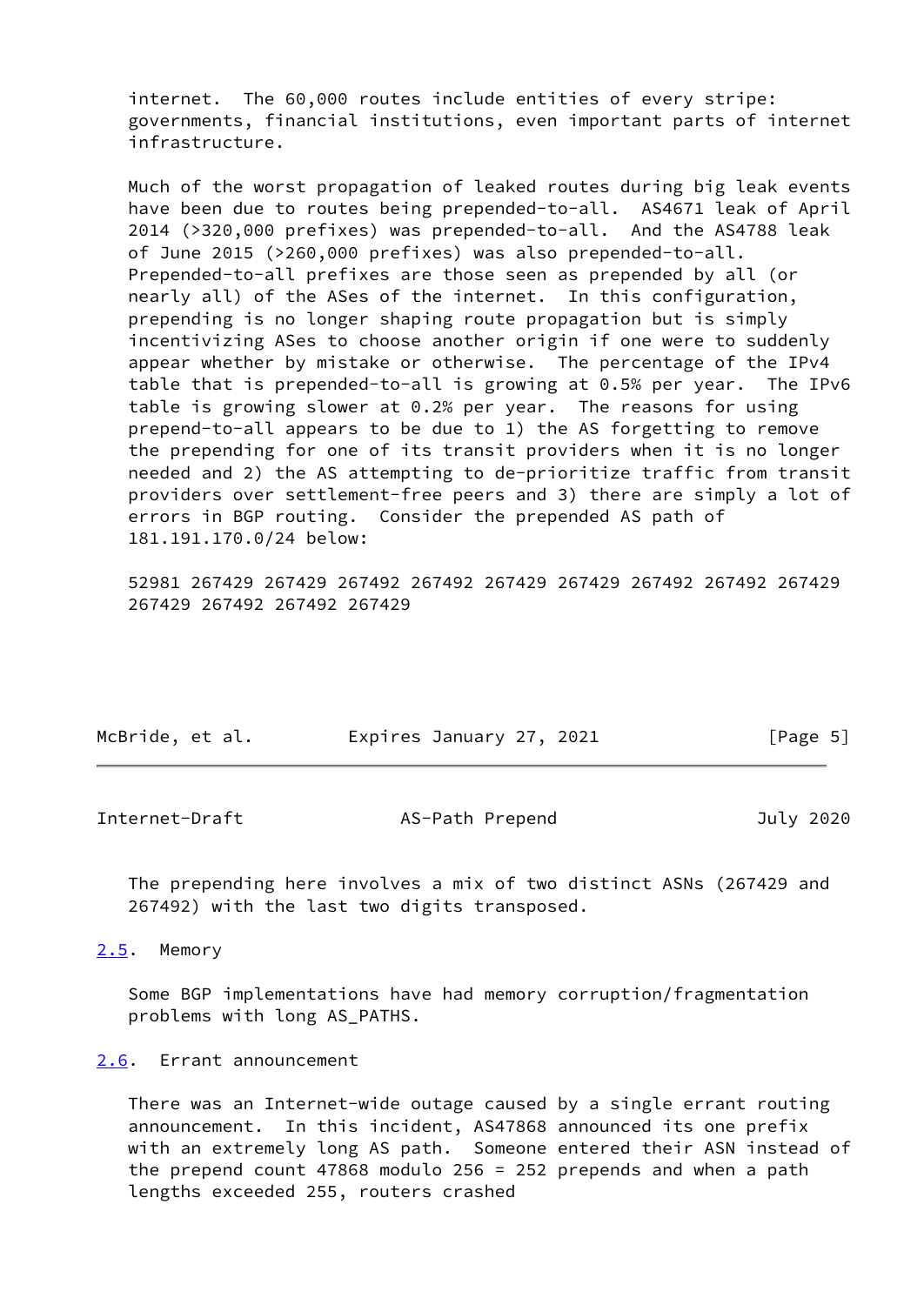internet. The 60,000 routes include entities of every stripe: governments, financial institutions, even important parts of internet infrastructure.

Much of the worst propagation of leaked routes during big leak events have been due to routes being prepended-to-all. AS4671 leak of April 2014 (>320,000 prefixes) was prepended-to-all. And the AS4788 leak of June 2015 (>260,000 prefixes) was also prepended-to-all. Prepended-to-all prefixes are those seen as prepended by all (or nearly all) of the ASes of the internet. In this configuration, prepending is no longer shaping route propagation but is simply incentivizing ASes to choose another origin if one were to suddenly appear whether by mistake or otherwise. The percentage of the IPv4 table that is prepended-to-all is growing at 0.5% per year. The IPv6 table is growing slower at 0.2% per year. The reasons for using prepend-to-all appears to be due to 1) the AS forgetting to remove the prepending for one of its transit providers when it is no longer needed and 2) the AS attempting to de-prioritize traffic from transit providers over settlement-free peers and 3) there are simply a lot of errors in BGP routing. Consider the prepended AS path of 181.191.170.0/24 below:

```
52981 267429 267429 267492 267492 267429 267429 267492 267492 267429
267429 267492 267492 267429
```

The prepending here involves a mix of two distinct ASNs (267429 and 267492) with the last two digits transposed.

## 2.5. Memory

Some BGP implementations have had memory corruption/fragmentation problems with long AS_PATHS.

## 2.6. Errant announcement

There was an Internet-wide outage caused by a single errant routing announcement. In this incident, AS47868 announced its one prefix with an extremely long AS path. Someone entered their ASN instead of the prepend count 47868 modulo 256 = 252 prepends and when a path lengths exceeded 255, routers crashed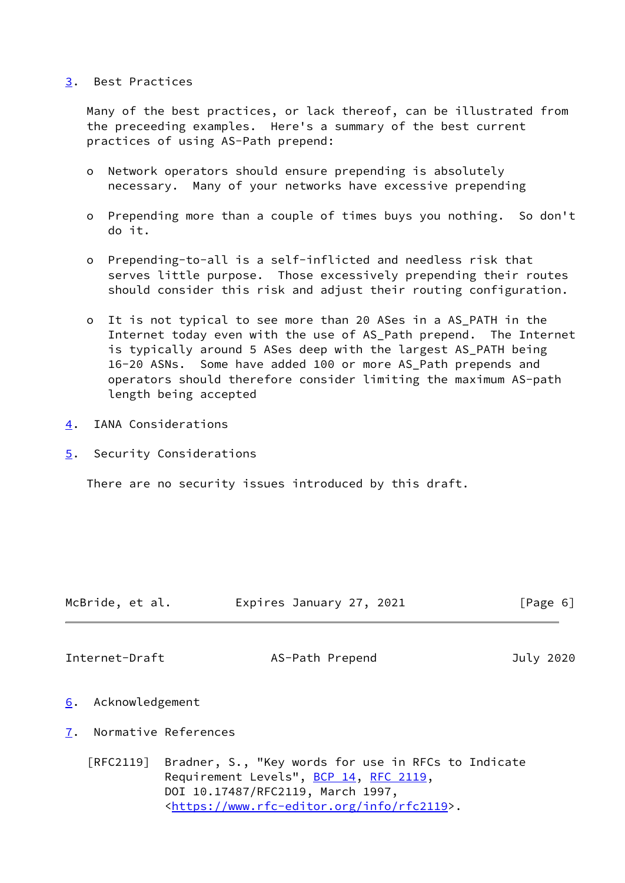## 3. Best Practices

Many of the best practices, or lack thereof, can be illustrated from the preceeding examples. Here's a summary of the best current practices of using AS-Path prepend:

- Network operators should ensure prepending is absolutely necessary. Many of your networks have excessive prepending
- Prepending more than a couple of times buys you nothing. So don't do it.
- Prepending-to-all is a self-inflicted and needless risk that serves little purpose. Those excessively prepending their routes should consider this risk and adjust their routing configuration.
- It is not typical to see more than 20 ASes in a AS_PATH in the Internet today even with the use of AS_Path prepend. The Internet is typically around 5 ASes deep with the largest AS_PATH being 16-20 ASNs. Some have added 100 or more AS_Path prepends and operators should therefore consider limiting the maximum AS-path length being accepted

## 4. IANA Considerations

## 5. Security Considerations

There are no security issues introduced by this draft.

## 6. Acknowledgement

## 7. Normative References

[RFC2119] Bradner, S., "Key words for use in RFCs to Indicate Requirement Levels", BCP 14, RFC 2119, DOI 10.17487/RFC2119, March 1997, <https://www.rfc-editor.org/info/rfc2119>.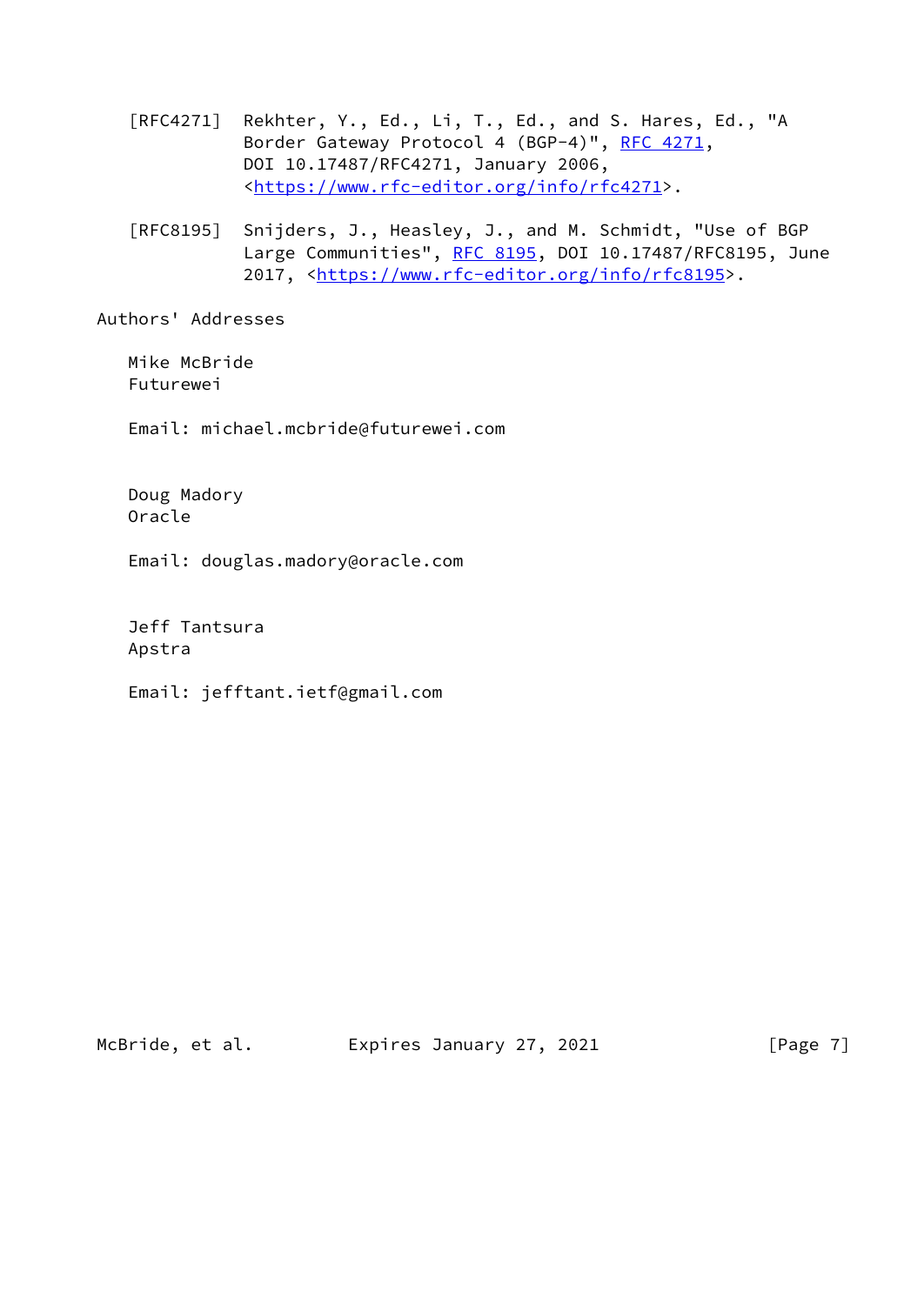[RFC4271] Rekhter, Y., Ed., Li, T., Ed., and S. Hares, Ed., "A Border Gateway Protocol 4 (BGP-4)", RFC 4271, DOI 10.17487/RFC4271, January 2006, <https://www.rfc-editor.org/info/rfc4271>.

[RFC8195] Snijders, J., Heasley, J., and M. Schmidt, "Use of BGP Large Communities", RFC 8195, DOI 10.17487/RFC8195, June 2017, <https://www.rfc-editor.org/info/rfc8195>.

## Authors' Addresses

Mike McBride
Futurewei

Email: michael.mcbride@futurewei.com

Doug Madory
Oracle

Email: douglas.madory@oracle.com

Jeff Tantsura
Apstra

Email: jefftant.ietf@gmail.com